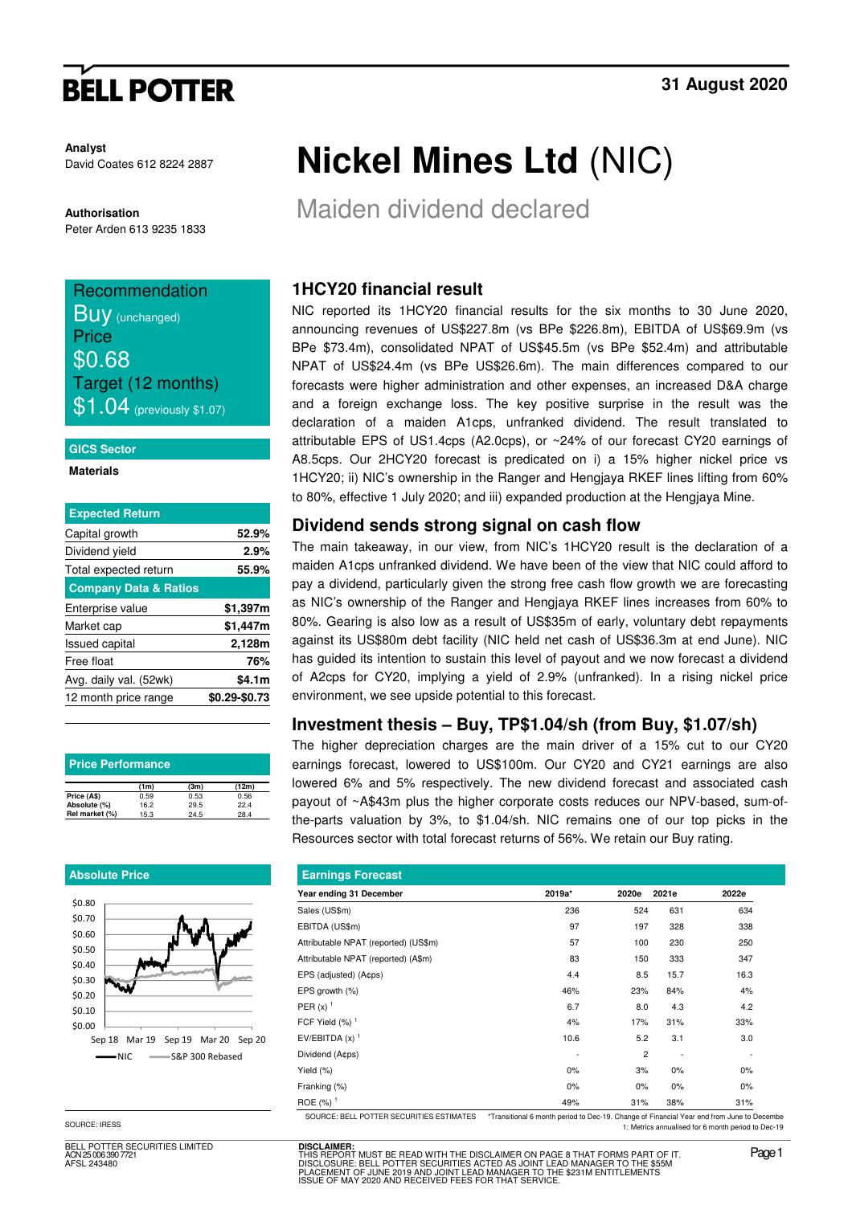**BELL POTTER**

31 August 2020

**Analyst**
David Coates 612 8224 2887

**Authorisation**
Peter Arden 613 9235 1833

# Nickel Mines Ltd (NIC)

## Maiden dividend declared

| Recommendation |
|---|
| Buy (unchanged) |
| Price |
| $0.68 |
| Target (12 months) |
| $1.04 (previously $1.07) |

**GICS Sector**

**Materials**

| Expected Return | |
|---|---|
| Capital growth | **52.9%** |
| Dividend yield | **2.9%** |
| Total expected return | **55.9%** |
| **Company Data & Ratios** | |
| Enterprise value | **$1,397m** |
| Market cap | **$1,447m** |
| Issued capital | **2,128m** |
| Free float | **76%** |
| Avg. daily val. (52wk) | **$4.1m** |
| 12 month price range | **$0.29-$0.73** |

**Price Performance**

| | (1m) | (3m) | (12m) |
|---|---|---|---|
| Price (A$) | 0.59 | 0.53 | 0.56 |
| Absolute (%) | 16.2 | 29.5 | 22.4 |
| Rel market (%) | 15.3 | 24.5 | 28.4 |

**Absolute Price**

SOURCE: IRESS

### 1HCY20 financial result

NIC reported its 1HCY20 financial results for the six months to 30 June 2020, announcing revenues of US$227.8m (vs BPe $226.8m), EBITDA of US$69.9m (vs BPe $73.4m), consolidated NPAT of US$45.5m (vs BPe $52.4m) and attributable NPAT of US$24.4m (vs BPe US$26.6m). The main differences compared to our forecasts were higher administration and other expenses, an increased D&A charge and a foreign exchange loss. The key positive surprise in the result was the declaration of a maiden A1cps, unfranked dividend. The result translated to attributable EPS of US1.4cps (A2.0cps), or ~24% of our forecast CY20 earnings of A8.5cps. Our 2HCY20 forecast is predicated on i) a 15% higher nickel price vs 1HCY20; ii) NIC's ownership in the Ranger and Hengjaya RKEF lines lifting from 60% to 80%, effective 1 July 2020; and iii) expanded production at the Hengjaya Mine.

### Dividend sends strong signal on cash flow

The main takeaway, in our view, from NIC's 1HCY20 result is the declaration of a maiden A1cps unfranked dividend. We have been of the view that NIC could afford to pay a dividend, particularly given the strong free cash flow growth we are forecasting as NIC's ownership of the Ranger and Hengjaya RKEF lines increases from 60% to 80%. Gearing is also low as a result of US$35m of early, voluntary debt repayments against its US$80m debt facility (NIC held net cash of US$36.3m at end June). NIC has guided its intention to sustain this level of payout and we now forecast a dividend of A2cps for CY20, implying a yield of 2.9% (unfranked). In a rising nickel price environment, we see upside potential to this forecast.

### Investment thesis – Buy, TP$1.04/sh (from Buy, $1.07/sh)

The higher depreciation charges are the main driver of a 15% cut to our CY20 earnings forecast, lowered to US$100m. Our CY20 and CY21 earnings are also lowered 6% and 5% respectively. The new dividend forecast and associated cash payout of ~A$43m plus the higher corporate costs reduces our NPV-based, sum-of-the-parts valuation by 3%, to $1.04/sh. NIC remains one of our top picks in the Resources sector with total forecast returns of 56%. We retain our Buy rating.

**Earnings Forecast**

| Year ending 31 December | 2019a* | 2020e | 2021e | 2022e |
|---|---|---|---|---|
| Sales (US$m) | 236 | 524 | 631 | 634 |
| EBITDA (US$m) | 97 | 197 | 328 | 338 |
| Attributable NPAT (reported) (US$m) | 57 | 100 | 230 | 250 |
| Attributable NPAT (reported) (A$m) | 83 | 150 | 333 | 347 |
| EPS (adjusted) (A¢ps) | 4.4 | 8.5 | 15.7 | 16.3 |
| EPS growth (%) | 46% | 23% | 84% | 4% |
| PER (x) [1] | 6.7 | 8.0 | 4.3 | 4.2 |
| FCF Yield (%) [1] | 4% | 17% | 31% | 33% |
| EV/EBITDA (x) [1] | 10.6 | 5.2 | 3.1 | 3.0 |
| Dividend (A¢ps) | - | 2 | - | - |
| Yield (%) | 0% | 3% | 0% | 0% |
| Franking (%) | 0% | 0% | 0% | 0% |
| ROE (%) [1] | 49% | 31% | 38% | 31% |

SOURCE: BELL POTTER SECURITIES ESTIMATES *Transitional 6 month period to Dec-19. Change of Financial Year end from June to Decembe
1: Metrics annualised for 6 month period to Dec-19

BELL POTTER SECURITIES LIMITED
ACN 25 006 390 7721
AFSL 243480

**DISCLAIMER:**
THIS REPORT MUST BE READ WITH THE DISCLAIMER ON PAGE 8 THAT FORMS PART OF IT.
DISCLOSURE: BELL POTTER SECURITIES ACTED AS JOINT LEAD MANAGER TO THE $55M PLACEMENT OF JUNE 2019 AND JOINT LEAD MANAGER TO THE $231M ENTITLEMENTS ISSUE OF MAY 2020 AND RECEIVED FEES FOR THAT SERVICE.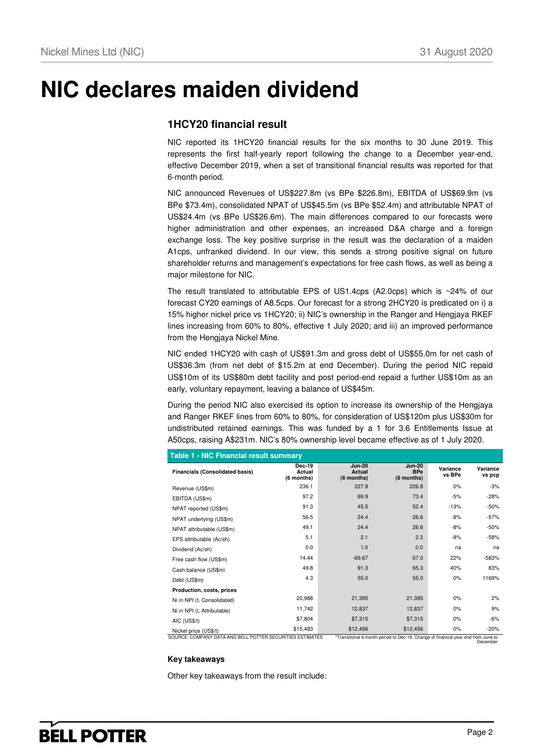# NIC declares maiden dividend

## 1HCY20 financial result

NIC reported its 1HCY20 financial results for the six months to 30 June 2019. This represents the first half-yearly report following the change to a December year-end, effective December 2019, when a set of transitional financial results was reported for that 6-month period.

NIC announced Revenues of US$227.8m (vs BPe $226.8m), EBITDA of US$69.9m (vs BPe $73.4m), consolidated NPAT of US$45.5m (vs BPe $52.4m) and attributable NPAT of US$24.4m (vs BPe US$26.6m). The main differences compared to our forecasts were higher administration and other expenses, an increased D&A charge and a foreign exchange loss. The key positive surprise in the result was the declaration of a maiden A1cps, unfranked dividend. In our view, this sends a strong positive signal on future shareholder returns and management's expectations for free cash flows, as well as being a major milestone for NIC.

The result translated to attributable EPS of US1.4cps (A2.0cps) which is ~24% of our forecast CY20 earnings of A8.5cps. Our forecast for a strong 2HCY20 is predicated on i) a 15% higher nickel price vs 1HCY20; ii) NIC's ownership in the Ranger and Hengjaya RKEF lines increasing from 60% to 80%, effective 1 July 2020; and iii) an improved performance from the Hengjaya Nickel Mine.

NIC ended 1HCY20 with cash of US$91.3m and gross debt of US$55.0m for net cash of US$36.3m (from net debt of $15.2m at end December). During the period NIC repaid US$10m of its US$80m debt facility and post period-end repaid a further US$10m as an early, voluntary repayment, leaving a balance of US$45m.

During the period NIC also exercised its option to increase its ownership of the Hengjaya and Ranger RKEF lines from 60% to 80%, for consideration of US$120m plus US$30m for undistributed retained earnings. This was funded by a 1 for 3.6 Entitlements Issue at A50cps, raising A$231m. NIC's 80% ownership level became effective as of 1 July 2020.

**Table 1 - NIC Financial result summary**

| Financials (Consolidated basis) | Dec-19 Actual (6 months) | Jun-20 Actual (6 months) | Jun-20 BPe (6 months) | Variance vs BPe | Variance vs pcp |
|---|---|---|---|---|---|
| Revenue (US$m) | 236.1 | 227.8 | 226.8 | 0% | -3% |
| EBITDA (US$m) | 97.2 | 69.9 | 73.4 | -5% | -28% |
| NPAT reported (US$m) | 91.3 | 45.5 | 52.4 | -13% | -50% |
| NPAT underlying (US$m) | 56.5 | 24.4 | 26.6 | -8% | -57% |
| NPAT attributable (US$m) | 49.1 | 24.4 | 26.6 | -8% | -50% |
| EPS attributable (Ac/sh) | 5.1 | 2.1 | 2.3 | -8% | -58% |
| Dividend (Ac/sh) | 0.0 | 1.0 | 0.0 | na | na |
| Free cash flow (US$m) | 14.44 | -69.67 | -57.0 | 22% | -583% |
| Cash balance (US$m) | 49.8 | 91.3 | 65.3 | 40% | 83% |
| Debt (US$m) | 4.3 | 55.0 | 55.0 | 0% | 1169% |
| **Production, costs, prices** | | | | | |
| Ni in NPI (t, Consolidated) | 20,988 | 21,395 | 21,395 | 0% | 2% |
| Ni in NPI (t, Attributable) | 11,742 | 12,837 | 12,837 | 0% | 9% |
| AIC (US$/t) | $7,804 | $7,315 | $7,315 | 0% | -6% |
| Nickel price (US$/t) | $15,483 | $12,456 | $12,456 | 0% | -20% |

SOURCE: COMPANY DATA AND BELL POTTER SECURITIES ESTIMATES

*Transitional 6 month period to Dec-19. Change of financial year end from June to December

**Key takeaways**

Other key takeaways from the result include: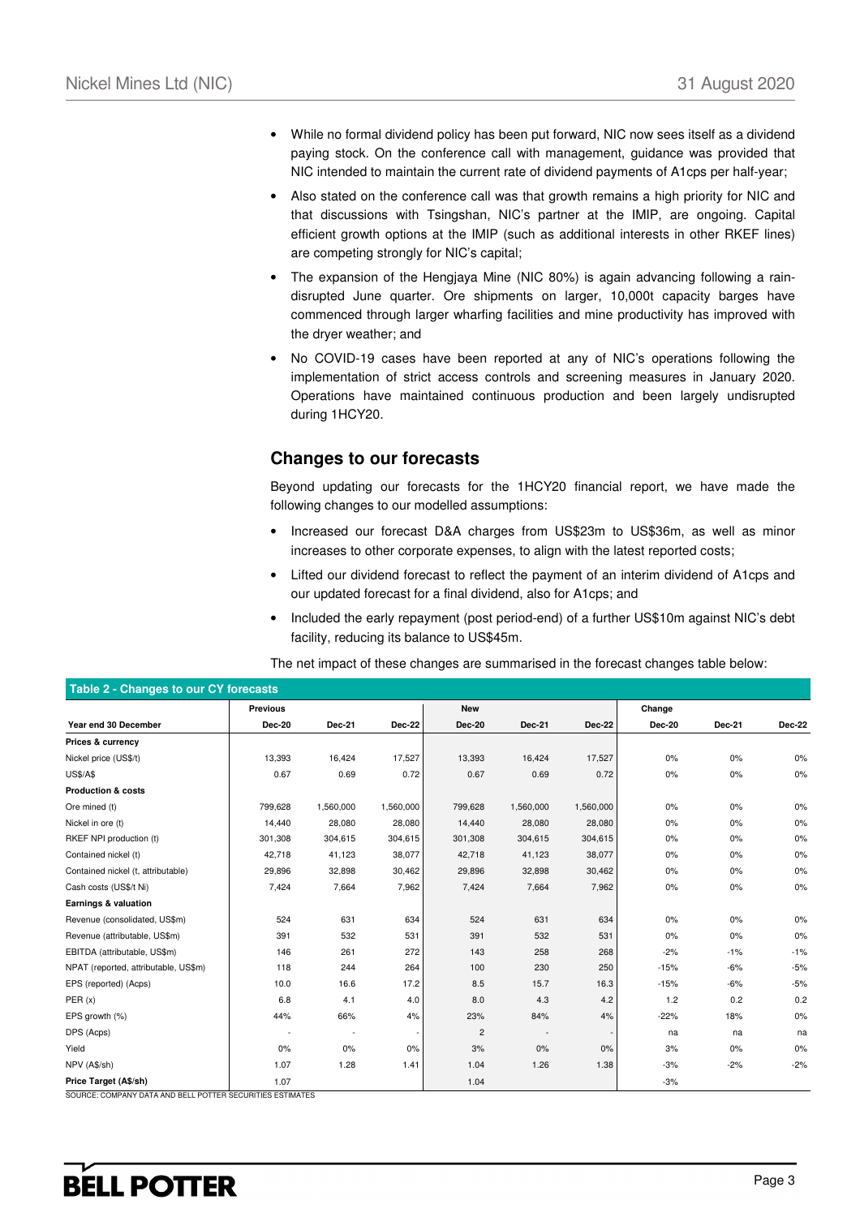- While no formal dividend policy has been put forward, NIC now sees itself as a dividend paying stock. On the conference call with management, guidance was provided that NIC intended to maintain the current rate of dividend payments of A1cps per half-year;
- Also stated on the conference call was that growth remains a high priority for NIC and that discussions with Tsingshan, NIC's partner at the IMIP, are ongoing. Capital efficient growth options at the IMIP (such as additional interests in other RKEF lines) are competing strongly for NIC's capital;
- The expansion of the Hengjaya Mine (NIC 80%) is again advancing following a rain-disrupted June quarter. Ore shipments on larger, 10,000t capacity barges have commenced through larger wharfing facilities and mine productivity has improved with the dryer weather; and
- No COVID-19 cases have been reported at any of NIC's operations following the implementation of strict access controls and screening measures in January 2020. Operations have maintained continuous production and been largely undisrupted during 1HCY20.

## Changes to our forecasts

Beyond updating our forecasts for the 1HCY20 financial report, we have made the following changes to our modelled assumptions:

- Increased our forecast D&A charges from US$23m to US$36m, as well as minor increases to other corporate expenses, to align with the latest reported costs;
- Lifted our dividend forecast to reflect the payment of an interim dividend of A1cps and our updated forecast for a final dividend, also for A1cps; and
- Included the early repayment (post period-end) of a further US$10m against NIC's debt facility, reducing its balance to US$45m.

The net impact of these changes are summarised in the forecast changes table below:

**Table 2 - Changes to our CY forecasts**

| | Previous | | | New | | | Change | | |
|---|---|---|---|---|---|---|---|---|---|
| **Year end 30 December** | **Dec-20** | **Dec-21** | **Dec-22** | **Dec-20** | **Dec-21** | **Dec-22** | **Dec-20** | **Dec-21** | **Dec-22** |
| **Prices & currency** | | | | | | | | | |
| Nickel price (US$/t) | 13,393 | 16,424 | 17,527 | 13,393 | 16,424 | 17,527 | 0% | 0% | 0% |
| US$/A$ | 0.67 | 0.69 | 0.72 | 0.67 | 0.69 | 0.72 | 0% | 0% | 0% |
| **Production & costs** | | | | | | | | | |
| Ore mined (t) | 799,628 | 1,560,000 | 1,560,000 | 799,628 | 1,560,000 | 1,560,000 | 0% | 0% | 0% |
| Nickel in ore (t) | 14,440 | 28,080 | 28,080 | 14,440 | 28,080 | 28,080 | 0% | 0% | 0% |
| RKEF NPI production (t) | 301,308 | 304,615 | 304,615 | 301,308 | 304,615 | 304,615 | 0% | 0% | 0% |
| Contained nickel (t) | 42,718 | 41,123 | 38,077 | 42,718 | 41,123 | 38,077 | 0% | 0% | 0% |
| Contained nickel (t, attributable) | 29,896 | 32,898 | 30,462 | 29,896 | 32,898 | 30,462 | 0% | 0% | 0% |
| Cash costs (US$/t Ni) | 7,424 | 7,664 | 7,962 | 7,424 | 7,664 | 7,962 | 0% | 0% | 0% |
| **Earnings & valuation** | | | | | | | | | |
| Revenue (consolidated, US$m) | 524 | 631 | 634 | 524 | 631 | 634 | 0% | 0% | 0% |
| Revenue (attributable, US$m) | 391 | 532 | 531 | 391 | 532 | 531 | 0% | 0% | 0% |
| EBITDA (attributable, US$m) | 146 | 261 | 272 | 143 | 258 | 268 | -2% | -1% | -1% |
| NPAT (reported, attributable, US$m) | 118 | 244 | 264 | 100 | 230 | 250 | -15% | -6% | -5% |
| EPS (reported) (Acps) | 10.0 | 16.6 | 17.2 | 8.5 | 15.7 | 16.3 | -15% | -6% | -5% |
| PER (x) | 6.8 | 4.1 | 4.0 | 8.0 | 4.3 | 4.2 | 1.2 | 0.2 | 0.2 |
| EPS growth (%) | 44% | 66% | 4% | 23% | 84% | 4% | -22% | 18% | 0% |
| DPS (Acps) | - | - | - | 2 | - | - | na | na | na |
| Yield | 0% | 0% | 0% | 3% | 0% | 0% | 3% | 0% | 0% |
| NPV (A$/sh) | 1.07 | 1.28 | 1.41 | 1.04 | 1.26 | 1.38 | -3% | -2% | -2% |
| **Price Target (A$/sh)** | 1.07 | | | 1.04 | | | -3% | | |

SOURCE: COMPANY DATA AND BELL POTTER SECURITIES ESTIMATES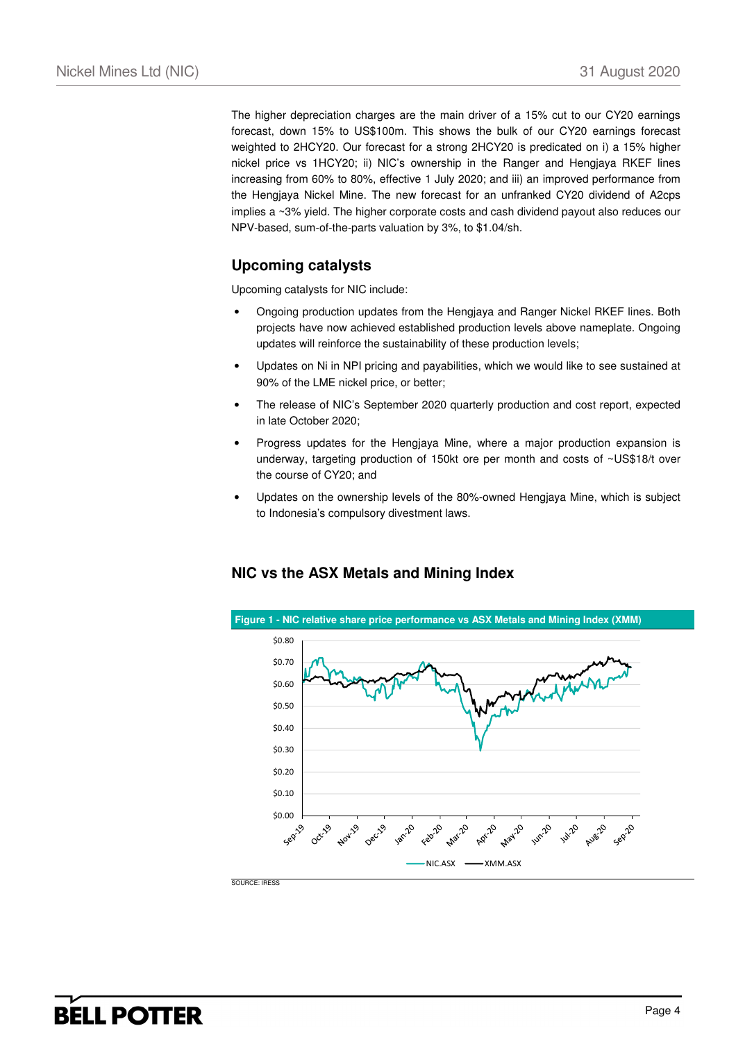The higher depreciation charges are the main driver of a 15% cut to our CY20 earnings forecast, down 15% to US$100m. This shows the bulk of our CY20 earnings forecast weighted to 2HCY20. Our forecast for a strong 2HCY20 is predicated on i) a 15% higher nickel price vs 1HCY20; ii) NIC's ownership in the Ranger and Hengjaya RKEF lines increasing from 60% to 80%, effective 1 July 2020; and iii) an improved performance from the Hengjaya Nickel Mine. The new forecast for an unfranked CY20 dividend of A2cps implies a ~3% yield. The higher corporate costs and cash dividend payout also reduces our NPV-based, sum-of-the-parts valuation by 3%, to $1.04/sh.

## Upcoming catalysts

Upcoming catalysts for NIC include:

- Ongoing production updates from the Hengjaya and Ranger Nickel RKEF lines. Both projects have now achieved established production levels above nameplate. Ongoing updates will reinforce the sustainability of these production levels;
- Updates on Ni in NPI pricing and payabilities, which we would like to see sustained at 90% of the LME nickel price, or better;
- The release of NIC's September 2020 quarterly production and cost report, expected in late October 2020;
- Progress updates for the Hengjaya Mine, where a major production expansion is underway, targeting production of 150kt ore per month and costs of ~US$18/t over the course of CY20; and
- Updates on the ownership levels of the 80%-owned Hengjaya Mine, which is subject to Indonesia's compulsory divestment laws.

## NIC vs the ASX Metals and Mining Index

**Figure 1 - NIC relative share price performance vs ASX Metals and Mining Index (XMM)**

SOURCE: IRESS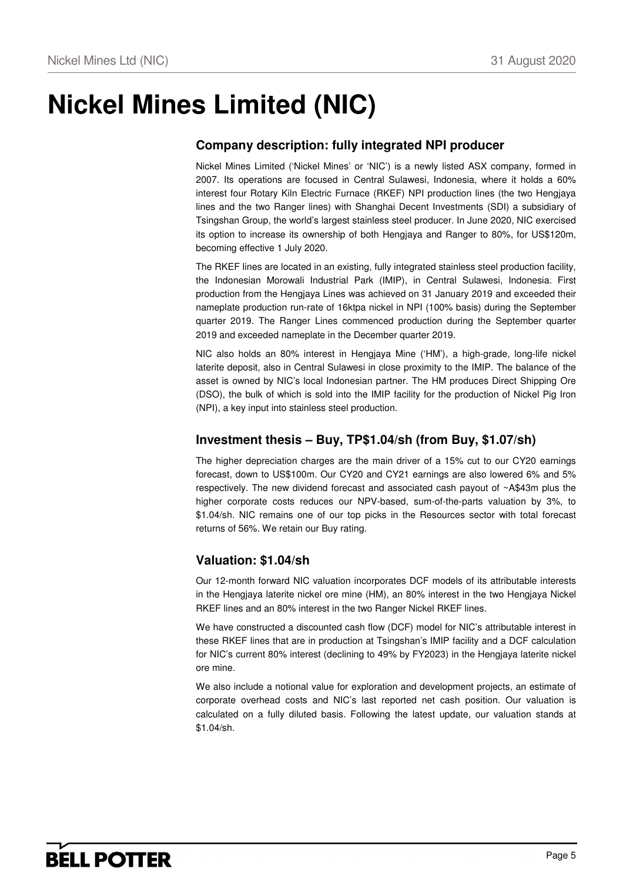# Nickel Mines Limited (NIC)

## Company description: fully integrated NPI producer

Nickel Mines Limited ('Nickel Mines' or 'NIC') is a newly listed ASX company, formed in 2007. Its operations are focused in Central Sulawesi, Indonesia, where it holds a 60% interest four Rotary Kiln Electric Furnace (RKEF) NPI production lines (the two Hengjaya lines and the two Ranger lines) with Shanghai Decent Investments (SDI) a subsidiary of Tsingshan Group, the world's largest stainless steel producer. In June 2020, NIC exercised its option to increase its ownership of both Hengjaya and Ranger to 80%, for US$120m, becoming effective 1 July 2020.

The RKEF lines are located in an existing, fully integrated stainless steel production facility, the Indonesian Morowali Industrial Park (IMIP), in Central Sulawesi, Indonesia. First production from the Hengjaya Lines was achieved on 31 January 2019 and exceeded their nameplate production run-rate of 16ktpa nickel in NPI (100% basis) during the September quarter 2019. The Ranger Lines commenced production during the September quarter 2019 and exceeded nameplate in the December quarter 2019.

NIC also holds an 80% interest in Hengjaya Mine ('HM'), a high-grade, long-life nickel laterite deposit, also in Central Sulawesi in close proximity to the IMIP. The balance of the asset is owned by NIC's local Indonesian partner. The HM produces Direct Shipping Ore (DSO), the bulk of which is sold into the IMIP facility for the production of Nickel Pig Iron (NPI), a key input into stainless steel production.

## Investment thesis – Buy, TP$1.04/sh (from Buy, $1.07/sh)

The higher depreciation charges are the main driver of a 15% cut to our CY20 earnings forecast, down to US$100m. Our CY20 and CY21 earnings are also lowered 6% and 5% respectively. The new dividend forecast and associated cash payout of ~A$43m plus the higher corporate costs reduces our NPV-based, sum-of-the-parts valuation by 3%, to $1.04/sh. NIC remains one of our top picks in the Resources sector with total forecast returns of 56%. We retain our Buy rating.

## Valuation: $1.04/sh

Our 12-month forward NIC valuation incorporates DCF models of its attributable interests in the Hengjaya laterite nickel ore mine (HM), an 80% interest in the two Hengjaya Nickel RKEF lines and an 80% interest in the two Ranger Nickel RKEF lines.

We have constructed a discounted cash flow (DCF) model for NIC's attributable interest in these RKEF lines that are in production at Tsingshan's IMIP facility and a DCF calculation for NIC's current 80% interest (declining to 49% by FY2023) in the Hengjaya laterite nickel ore mine.

We also include a notional value for exploration and development projects, an estimate of corporate overhead costs and NIC's last reported net cash position. Our valuation is calculated on a fully diluted basis. Following the latest update, our valuation stands at $1.04/sh.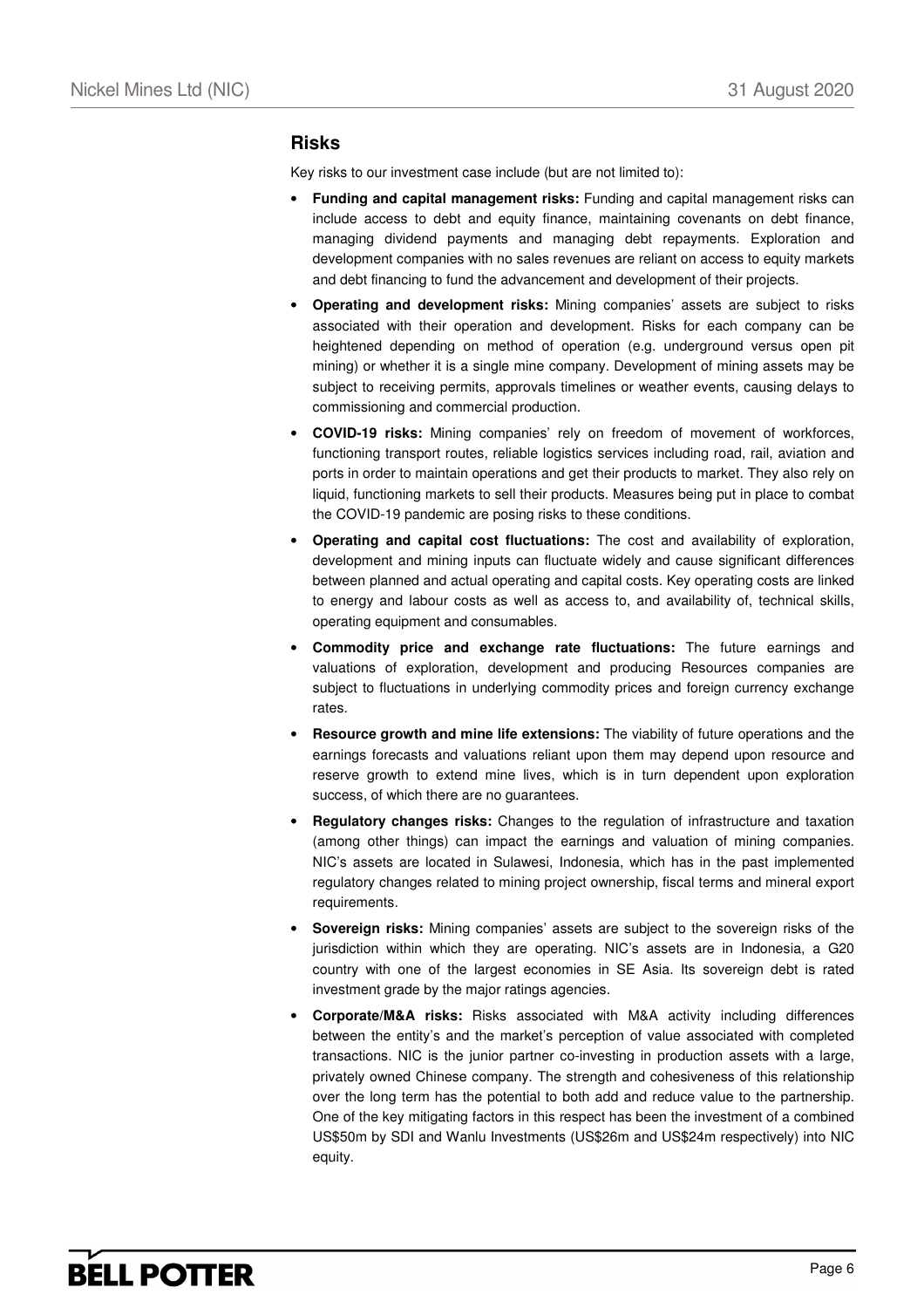## Risks

Key risks to our investment case include (but are not limited to):

- **Funding and capital management risks:** Funding and capital management risks can include access to debt and equity finance, maintaining covenants on debt finance, managing dividend payments and managing debt repayments. Exploration and development companies with no sales revenues are reliant on access to equity markets and debt financing to fund the advancement and development of their projects.
- **Operating and development risks:** Mining companies' assets are subject to risks associated with their operation and development. Risks for each company can be heightened depending on method of operation (e.g. underground versus open pit mining) or whether it is a single mine company. Development of mining assets may be subject to receiving permits, approvals timelines or weather events, causing delays to commissioning and commercial production.
- **COVID-19 risks:** Mining companies' rely on freedom of movement of workforces, functioning transport routes, reliable logistics services including road, rail, aviation and ports in order to maintain operations and get their products to market. They also rely on liquid, functioning markets to sell their products. Measures being put in place to combat the COVID-19 pandemic are posing risks to these conditions.
- **Operating and capital cost fluctuations:** The cost and availability of exploration, development and mining inputs can fluctuate widely and cause significant differences between planned and actual operating and capital costs. Key operating costs are linked to energy and labour costs as well as access to, and availability of, technical skills, operating equipment and consumables.
- **Commodity price and exchange rate fluctuations:** The future earnings and valuations of exploration, development and producing Resources companies are subject to fluctuations in underlying commodity prices and foreign currency exchange rates.
- **Resource growth and mine life extensions:** The viability of future operations and the earnings forecasts and valuations reliant upon them may depend upon resource and reserve growth to extend mine lives, which is in turn dependent upon exploration success, of which there are no guarantees.
- **Regulatory changes risks:** Changes to the regulation of infrastructure and taxation (among other things) can impact the earnings and valuation of mining companies. NIC's assets are located in Sulawesi, Indonesia, which has in the past implemented regulatory changes related to mining project ownership, fiscal terms and mineral export requirements.
- **Sovereign risks:** Mining companies' assets are subject to the sovereign risks of the jurisdiction within which they are operating. NIC's assets are in Indonesia, a G20 country with one of the largest economies in SE Asia. Its sovereign debt is rated investment grade by the major ratings agencies.
- **Corporate/M&A risks:** Risks associated with M&A activity including differences between the entity's and the market's perception of value associated with completed transactions. NIC is the junior partner co-investing in production assets with a large, privately owned Chinese company. The strength and cohesiveness of this relationship over the long term has the potential to both add and reduce value to the partnership. One of the key mitigating factors in this respect has been the investment of a combined US$50m by SDI and Wanlu Investments (US$26m and US$24m respectively) into NIC equity.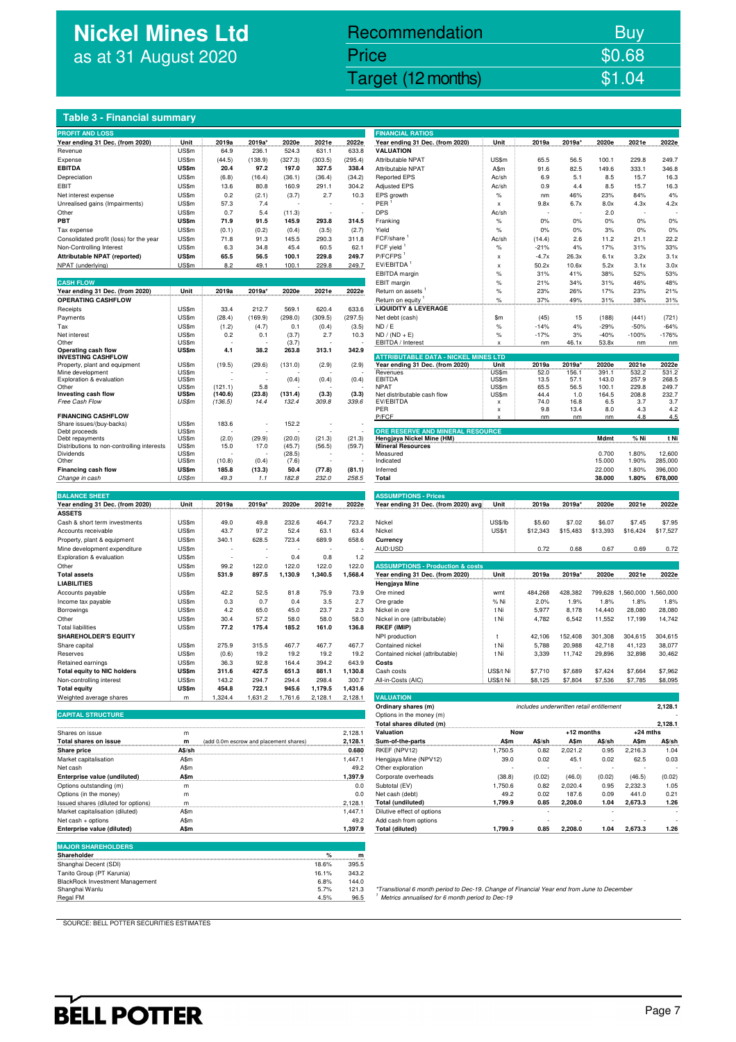# Nickel Mines Ltd
as at 31 August 2020

| Recommendation | Buy |
|---|---|
| Price | $0.68 |
| Target (12 months) | $1.04 |

## Table 3 - Financial summary

### PROFIT AND LOSS

| Year ending 31 Dec. (from 2020) | Unit | 2019a | 2019a* | 2020e | 2021e | 2022e |
|---|---|---|---|---|---|---|
| Revenue | US$m | 64.9 | 236.1 | 524.3 | 631.1 | 633.8 |
| Expense | US$m | (44.5) | (138.9) | (327.3) | (303.5) | (295.4) |
| **EBITDA** | **US$m** | **20.4** | **97.2** | **197.0** | **327.5** | **338.4** |
| Depreciation | US$m | (6.8) | (16.4) | (36.1) | (36.4) | (34.2) |
| EBIT | US$m | 13.6 | 80.8 | 160.9 | 291.1 | 304.2 |
| Net interest expense | US$m | 0.2 | (2.1) | (3.7) | 2.7 | 10.3 |
| Unrealised gains (Impairments) | US$m | 57.3 | 7.4 | - | - | - |
| Other | US$m | 0.7 | 5.4 | (11.3) | - | - |
| **PBT** | **US$m** | **71.9** | **91.5** | **145.9** | **293.8** | **314.5** |
| Tax expense | US$m | (0.1) | (0.2) | (0.4) | (3.5) | (2.7) |
| Consolidated profit (loss) for the year | US$m | 71.8 | 91.3 | 145.5 | 290.3 | 311.8 |
| Non-Controlling Interest | US$m | 6.3 | 34.8 | 45.4 | 60.5 | 62.1 |
| **Attributable NPAT (reported)** | **US$m** | **65.5** | **56.5** | **100.1** | **229.8** | **249.7** |
| NPAT (underlying) | US$m | 8.2 | 49.1 | 100.1 | 229.8 | 249.7 |

### CASH FLOW

| Year ending 31 Dec. (from 2020) | Unit | 2019a | 2019a* | 2020e | 2021e | 2022e |
|---|---|---|---|---|---|---|
| **OPERATING CASHFLOW** | | | | | | |
| Receipts | US$m | 33.4 | 212.7 | 569.1 | 620.4 | 633.6 |
| Payments | US$m | (28.4) | (169.9) | (298.0) | (309.5) | (297.5) |
| Tax | US$m | (1.2) | (4.7) | 0.1 | (0.4) | (3.5) |
| Net interest | US$m | 0.2 | 0.1 | (3.7) | 2.7 | 10.3 |
| Other | US$m | - | - | (3.7) | - | - |
| **Operating cash flow** | **US$m** | **4.1** | **38.2** | **263.8** | **313.1** | **342.9** |
| **INVESTING CASHFLOW** | | | | | | |
| Property, plant and equipment | US$m | (19.5) | (29.6) | (131.0) | (2.9) | (2.9) |
| Mine development | US$m | - | - | - | - | - |
| Exploration & evaluation | US$m | - | - | (0.4) | (0.4) | (0.4) |
| Other | US$m | (121.1) | 5.8 | - | - | - |
| **Investing cash flow** | **US$m** | **(140.6)** | **(23.8)** | **(131.4)** | **(3.3)** | **(3.3)** |
| *Free Cash Flow* | *US$m* | *(136.5)* | *14.4* | *132.4* | *309.8* | *339.6* |
| **FINANCING CASHFLOW** | | | | | | |
| Share issues/(buy-backs) | US$m | 183.6 | - | 152.2 | - | - |
| Debt proceeds | US$m | - | - | - | - | - |
| Debt repayments | US$m | (2.0) | (29.9) | (20.0) | (21.3) | (21.3) |
| Distributions to non-controlling interests | US$m | 15.0 | 17.0 | (45.7) | (56.5) | (59.7) |
| Dividends | US$m | - | - | (28.5) | - | - |
| Other | US$m | (10.8) | (0.4) | (7.6) | - | - |
| **Financing cash flow** | **US$m** | **185.8** | **(13.3)** | **50.4** | **(77.8)** | **(81.1)** |
| *Change in cash* | *US$m* | *49.3* | *1.1* | *182.8* | *232.0* | *258.5* |

### BALANCE SHEET

| Year ending 31 Dec. (from 2020) | Unit | 2019a | 2019a* | 2020e | 2021e | 2022e |
|---|---|---|---|---|---|---|
| **ASSETS** | | | | | | |
| Cash & short term investments | US$m | 49.0 | 49.8 | 232.6 | 464.7 | 723.2 |
| Accounts receivable | US$m | 43.7 | 97.2 | 52.4 | 63.1 | 63.4 |
| Property, plant & equipment | US$m | 340.1 | 628.5 | 723.4 | 689.9 | 658.6 |
| Mine development expenditure | US$m | - | - | - | - | - |
| Exploration & evaluation | US$m | - | - | 0.4 | 0.8 | 1.2 |
| Other | US$m | 99.2 | 122.0 | 122.0 | 122.0 | 122.0 |
| **Total assets** | **US$m** | **531.9** | **897.5** | **1,130.9** | **1,340.5** | **1,568.4** |
| **LIABILITIES** | | | | | | |
| Accounts payable | US$m | 42.2 | 52.5 | 81.8 | 75.9 | 73.9 |
| Income tax payable | US$m | 0.3 | 0.7 | 0.4 | 3.5 | 2.7 |
| Borrowings | US$m | 4.2 | 65.0 | 45.0 | 23.7 | 2.3 |
| Other | US$m | 30.4 | 57.2 | 58.0 | 58.0 | 58.0 |
| Total liabilities | US$m | 77.2 | 175.4 | 185.2 | 161.0 | 136.8 |
| **SHAREHOLDER'S EQUITY** | | | | | | |
| Share capital | US$m | 275.9 | 315.5 | 467.7 | 467.7 | 467.7 |
| Reserves | US$m | (0.6) | 19.2 | 19.2 | 19.2 | 19.2 |
| Retained earnings | US$m | 36.3 | 92.8 | 164.4 | 394.2 | 643.9 |
| **Total equity to NIC holders** | **US$m** | **311.6** | **427.5** | **651.3** | **881.1** | **1,130.8** |
| Non-controlling interest | US$m | 143.2 | 294.7 | 294.4 | 298.4 | 300.7 |
| **Total equity** | **US$m** | **454.8** | **722.1** | **945.6** | **1,179.5** | **1,431.6** |
| Weighted average shares | m | 1,324.4 | 1,631.2 | 1,761.6 | 2,128.1 | 2,128.1 |

### CAPITAL STRUCTURE

| | | | |
|---|---|---|---|
| Shares on issue | m | | 2,128.1 |
| **Total shares on issue** | **m** | (add 0.0m escrow and placement shares) | **2,128.1** |
| **Share price** | **A$/sh** | | **0.680** |
| Market capitalisation | A$m | | 1,447.1 |
| Net cash | A$m | | 49.2 |
| **Enterprise value (undiluted)** | **A$m** | | **1,397.9** |
| Options outstanding (m) | m | | 0.0 |
| Options (in the money) | m | | 0.0 |
| Issued shares (diluted for options) | m | | 2,128.1 |
| Market capitalisation (diluted) | A$m | | 1,447.1 |
| Net cash + options | A$m | | 49.2 |
| **Enterprise value (diluted)** | **A$m** | | **1,397.9** |

### MAJOR SHAREHOLDERS

| Shareholder | % | m |
|---|---|---|
| Shanghai Decent (SDI) | 18.6% | 395.5 |
| Tanito Group (PT Karunia) | 16.1% | 343.2 |
| BlackRock Investment Management | 6.8% | 144.0 |
| Shanghai Wanlu | 5.7% | 121.3 |
| Regal FM | 4.5% | 96.5 |

### FINANCIAL RATIOS

| Year ending 31 Dec. (from 2020) | Unit | 2019a | 2019a* | 2020e | 2021e | 2022e |
|---|---|---|---|---|---|---|
| **VALUATION** | | | | | | |
| Attributable NPAT | US$m | 65.5 | 56.5 | 100.1 | 229.8 | 249.7 |
| Attributable NPAT | A$m | 91.6 | 82.5 | 149.6 | 333.1 | 346.8 |
| Reported EPS | Ac/sh | 6.9 | 5.1 | 8.5 | 15.7 | 16.3 |
| Adjusted EPS | Ac/sh | 0.9 | 4.4 | 8.5 | 15.7 | 16.3 |
| EPS growth | % | nm | 46% | 23% | 84% | 4% |
| PER [1] | x | 9.8x | 6.7x | 8.0x | 4.3x | 4.2x |
| DPS | Ac/sh | - | - | 2.0 | - | - |
| Franking | % | 0% | 0% | 0% | 0% | 0% |
| Yield | % | 0% | 0% | 3% | 0% | 0% |
| FCF/share [1] | Ac/sh | (14.4) | 2.6 | 11.2 | 21.1 | 22.2 |
| FCF yield [1] | % | -21% | 4% | 17% | 31% | 33% |
| P/FCFPS [1] | x | -4.7x | 26.3x | 6.1x | 3.2x | 3.1x |
| EV/EBITDA [1] | x | 50.2x | 10.6x | 5.2x | 3.1x | 3.0x |
| EBITDA margin | % | 31% | 41% | 38% | 52% | 53% |
| EBIT margin | % | 21% | 34% | 31% | 46% | 48% |
| Return on assets [1] | % | 23% | 26% | 17% | 23% | 21% |
| Return on equity [1] | % | 37% | 49% | 31% | 38% | 31% |
| **LIQUIDITY & LEVERAGE** | | | | | | |
| Net debt (cash) | $m | (45) | 15 | (188) | (441) | (721) |
| ND / E | % | -14% | 4% | -29% | -50% | -64% |
| ND / (ND + E) | % | -17% | 3% | -40% | -100% | -176% |
| EBITDA / Interest | x | nm | 46.1x | 53.8x | nm | nm |

### ATTRIBUTABLE DATA - NICKEL MINES LTD

| Year ending 31 Dec. (from 2020) | Unit | 2019a | 2019a* | 2020e | 2021e | 2022e |
|---|---|---|---|---|---|---|
| Revenues | US$m | 52.0 | 156.1 | 391.1 | 532.2 | 531.2 |
| EBITDA | US$m | 13.5 | 57.1 | 143.0 | 257.9 | 268.5 |
| NPAT | US$m | 65.5 | 56.5 | 100.1 | 229.8 | 249.7 |
| Net distributable cash flow | US$m | 44.4 | 1.0 | 164.5 | 208.8 | 232.7 |
| EV/EBITDA | x | 74.0 | 16.8 | 6.5 | 3.7 | 3.7 |
| PER | x | 9.8 | 13.4 | 8.0 | 4.3 | 4.2 |
| P/FCF | x | nm | nm | nm | 4.8 | 4.5 |

### ORE RESERVE AND MINERAL RESOURCE

| Hengjaya Nickel Mine (HM) | Mdmt | % Ni | t Ni |
|---|---|---|---|
| **Mineral Resources** | | | |
| Measured | 0.700 | 1.80% | 12,600 |
| Indicated | 15.000 | 1.90% | 285,000 |
| Inferred | 22.000 | 1.80% | 396,000 |
| **Total** | **38.000** | **1.80%** | **678,000** |

### ASSUMPTIONS - Prices

| Year ending 31 Dec. (from 2020) avg | Unit | 2019a | 2019a* | 2020e | 2021e | 2022e |
|---|---|---|---|---|---|---|
| Nickel | US$/lb | $5.60 | $7.02 | $6.07 | $7.45 | $7.95 |
| Nickel | US$/t | $12,343 | $15,483 | $13,393 | $16,424 | $17,527 |
| **Currency** | | | | | | |
| AUD:USD | | 0.72 | 0.68 | 0.67 | 0.69 | 0.72 |

### ASSUMPTIONS - Production & costs

| Year ending 31 Dec. (from 2020) | Unit | 2019a | 2019a* | 2020e | 2021e | 2022e |
|---|---|---|---|---|---|---|
| **Hengjaya Mine** | | | | | | |
| Ore mined | wmt | 484,268 | 428,382 | 799,628 | 1,560,000 | 1,560,000 |
| Ore grade | % Ni | 2.0% | 1.9% | 1.8% | 1.8% | 1.8% |
| Nickel in ore | t Ni | 5,977 | 8,178 | 14,440 | 28,080 | 28,080 |
| Nickel in ore (attributable) | t Ni | 4,782 | 6,542 | 11,552 | 17,199 | 14,742 |
| **RKEF (IMIP)** | | | | | | |
| NPI production | t | 42,106 | 152,408 | 301,308 | 304,615 | 304,615 |
| Contained nickel | t Ni | 5,788 | 20,988 | 42,718 | 41,123 | 38,077 |
| Contained nickel (attributable) | t Ni | 3,339 | 11,742 | 29,896 | 32,898 | 30,462 |
| **Costs** | | | | | | |
| Cash costs | US$/t Ni | $7,710 | $7,689 | $7,424 | $7,664 | $7,962 |
| All-in-Costs (AIC) | US$/t Ni | $8,125 | $7,804 | $7,536 | $7,785 | $8,095 |

### VALUATION

| | | | | | | |
|---|---|---|---|---|---|---|
| **Ordinary shares (m)** | *includes underwritten retail entitlement* | | | | | **2,128.1** |
| Options in the money (m) | | | | | | - |
| **Total shares diluted (m)** | | | | | | **2,128.1** |
| **Valuation** | **Now** | | **+12 months** | | **+24 mths** | |
| **Sum-of-the-parts** | **A$m** | **A$/sh** | **A$m** | **A$/sh** | **A$m** | **A$/sh** |
| RKEF (NPV12) | 1,750.5 | 0.82 | 2,021.2 | 0.95 | 2,216.3 | 1.04 |
| Hengjaya Mine (NPV12) | 39.0 | 0.02 | 45.1 | 0.02 | 62.5 | 0.03 |
| Other exploration | - | - | - | - | - | - |
| Corporate overheads | (38.8) | (0.02) | (46.0) | (0.02) | (46.5) | (0.02) |
| Subtotal (EV) | 1,750.6 | 0.82 | 2,020.4 | 0.95 | 2,232.3 | 1.05 |
| Net cash (debt) | 49.2 | 0.02 | 187.6 | 0.09 | 441.0 | 0.21 |
| **Total (undiluted)** | **1,799.9** | **0.85** | **2,208.0** | **1.04** | **2,673.3** | **1.26** |
| Dilutive effect of options | | - | | - | | - |
| Add cash from options | - | - | - | - | - | - |
| **Total (diluted)** | **1,799.9** | **0.85** | **2,208.0** | **1.04** | **2,673.3** | **1.26** |

*Transitional 6 month period to Dec-19. Change of Financial Year end from June to December

[1] Metrics annualised for 6 month period to Dec-19

SOURCE: BELL POTTER SECURITIES ESTIMATES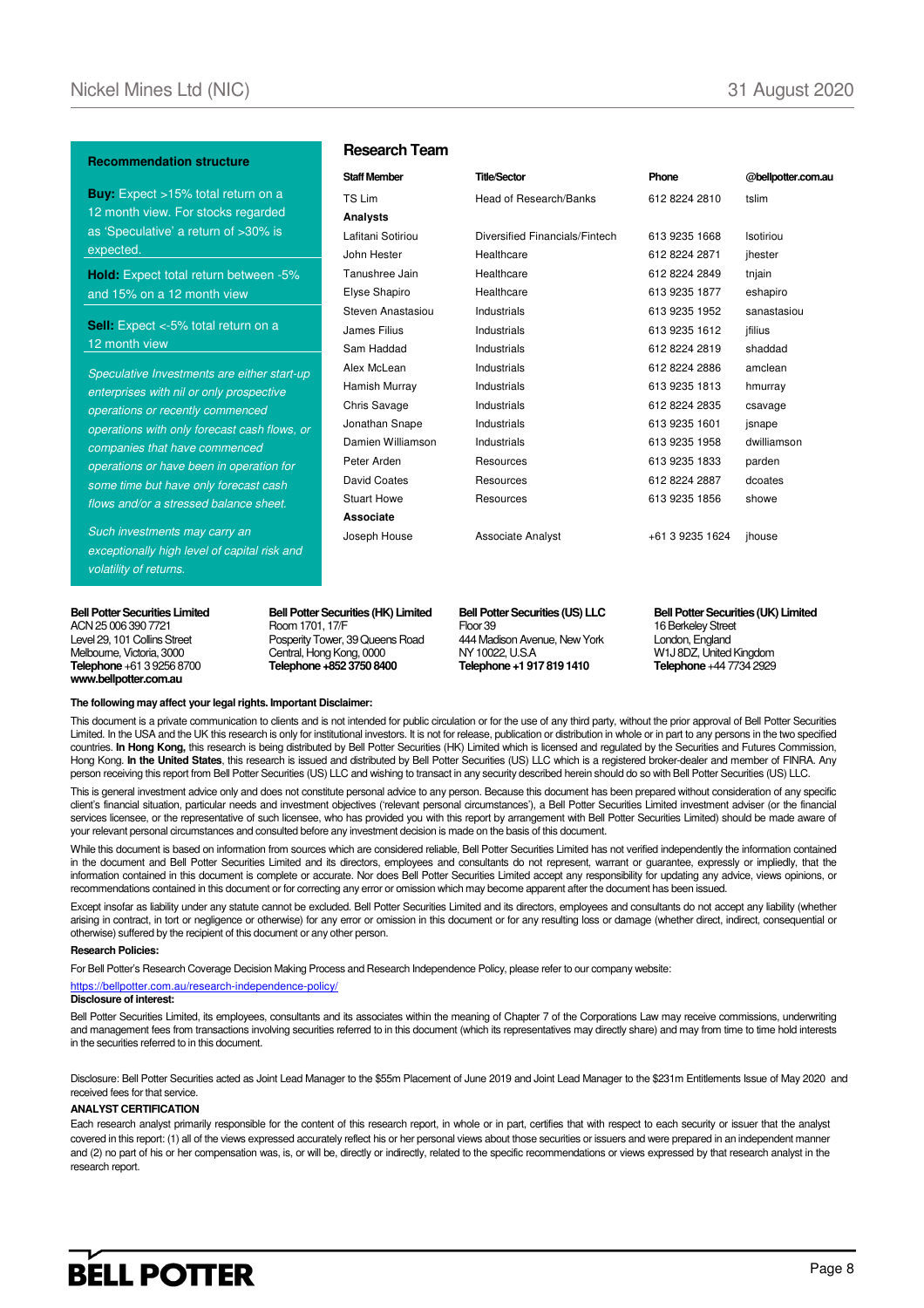## Recommendation structure

**Buy:** Expect >15% total return on a 12 month view. For stocks regarded as 'Speculative' a return of >30% is expected.

**Hold:** Expect total return between -5% and 15% on a 12 month view

**Sell:** Expect <-5% total return on a 12 month view

*Speculative Investments are either start-up enterprises with nil or only prospective operations or recently commenced operations with only forecast cash flows, or companies that have commenced operations or have been in operation for some time but have only forecast cash flows and/or a stressed balance sheet.*

*Such investments may carry an exceptionally high level of capital risk and volatility of returns.*

## Research Team

| Staff Member | Title/Sector | Phone | @bellpotter.com.au |
|---|---|---|---|
| TS Lim | Head of Research/Banks | 612 8224 2810 | tslim |
| **Analysts** | | | |
| Lafitani Sotiriou | Diversified Financials/Fintech | 613 9235 1668 | lsotiriou |
| John Hester | Healthcare | 612 8224 2871 | jhester |
| Tanushree Jain | Healthcare | 612 8224 2849 | tnjain |
| Elyse Shapiro | Healthcare | 613 9235 1877 | eshapiro |
| Steven Anastasiou | Industrials | 613 9235 1952 | sanastasiou |
| James Filius | Industrials | 613 9235 1612 | jfilius |
| Sam Haddad | Industrials | 612 8224 2819 | shaddad |
| Alex McLean | Industrials | 612 8224 2886 | amclean |
| Hamish Murray | Industrials | 613 9235 1813 | hmurray |
| Chris Savage | Industrials | 612 8224 2835 | csavage |
| Jonathan Snape | Industrials | 613 9235 1601 | jsnape |
| Damien Williamson | Industrials | 613 9235 1958 | dwilliamson |
| Peter Arden | Resources | 613 9235 1833 | parden |
| David Coates | Resources | 612 8224 2887 | dcoates |
| Stuart Howe | Resources | 613 9235 1856 | showe |
| **Associate** | | | |
| Joseph House | Associate Analyst | +61 3 9235 1624 | jhouse |

**Bell Potter Securities Limited**
ACN 25 006 390 7721
Level 29, 101 Collins Street
Melbourne, Victoria, 3000
**Telephone** +61 3 9256 8700
**www.bellpotter.com.au**

**Bell Potter Securities (HK) Limited**
Room 1701, 17/F
Posperity Tower, 39 Queens Road
Central, Hong Kong, 0000
**Telephone +852 3750 8400**

**Bell Potter Securities (US) LLC**
Floor 39
444 Madison Avenue, New York
NY 10022, U.S.A
**Telephone +1 917 819 1410**

**Bell Potter Securities (UK) Limited**
16 Berkeley Street
London, England
W1J 8DZ, United Kingdom
**Telephone** +44 7734 2929

**The following may affect your legal rights. Important Disclaimer:**

This document is a private communication to clients and is not intended for public circulation or for the use of any third party, without the prior approval of Bell Potter Securities Limited. In the USA and the UK this research is only for institutional investors. It is not for release, publication or distribution in whole or in part to any persons in the two specified countries. **In Hong Kong,** this research is being distributed by Bell Potter Securities (HK) Limited which is licensed and regulated by the Securities and Futures Commission, Hong Kong. **In the United States**, this research is issued and distributed by Bell Potter Securities (US) LLC which is a registered broker-dealer and member of FINRA. Any person receiving this report from Bell Potter Securities (US) LLC and wishing to transact in any security described herein should do so with Bell Potter Securities (US) LLC.

This is general investment advice only and does not constitute personal advice to any person. Because this document has been prepared without consideration of any specific client's financial situation, particular needs and investment objectives ('relevant personal circumstances'), a Bell Potter Securities Limited investment adviser (or the financial services licensee, or the representative of such licensee, who has provided you with this report by arrangement with Bell Potter Securities Limited) should be made aware of your relevant personal circumstances and consulted before any investment decision is made on the basis of this document.

While this document is based on information from sources which are considered reliable, Bell Potter Securities Limited has not verified independently the information contained in the document and Bell Potter Securities Limited and its directors, employees and consultants do not represent, warrant or guarantee, expressly or impliedly, that the information contained in this document is complete or accurate. Nor does Bell Potter Securities Limited accept any responsibility for updating any advice, views opinions, or recommendations contained in this document or for correcting any error or omission which may become apparent after the document has been issued.

Except insofar as liability under any statute cannot be excluded. Bell Potter Securities Limited and its directors, employees and consultants do not accept any liability (whether arising in contract, in tort or negligence or otherwise) for any error or omission in this document or for any resulting loss or damage (whether direct, indirect, consequential or otherwise) suffered by the recipient of this document or any other person.

**Research Policies:**

For Bell Potter's Research Coverage Decision Making Process and Research Independence Policy, please refer to our company website:

https://bellpotter.com.au/research-independence-policy/

**Disclosure of interest:**

Bell Potter Securities Limited, its employees, consultants and its associates within the meaning of Chapter 7 of the Corporations Law may receive commissions, underwriting and management fees from transactions involving securities referred to in this document (which its representatives may directly share) and may from time to time hold interests in the securities referred to in this document.

Disclosure: Bell Potter Securities acted as Joint Lead Manager to the $55m Placement of June 2019 and Joint Lead Manager to the $231m Entitlements Issue of May 2020 and received fees for that service.

**ANALYST CERTIFICATION**

Each research analyst primarily responsible for the content of this research report, in whole or in part, certifies that with respect to each security or issuer that the analyst covered in this report: (1) all of the views expressed accurately reflect his or her personal views about those securities or issuers and were prepared in an independent manner and (2) no part of his or her compensation was, is, or will be, directly or indirectly, related to the specific recommendations or views expressed by that research analyst in the research report.